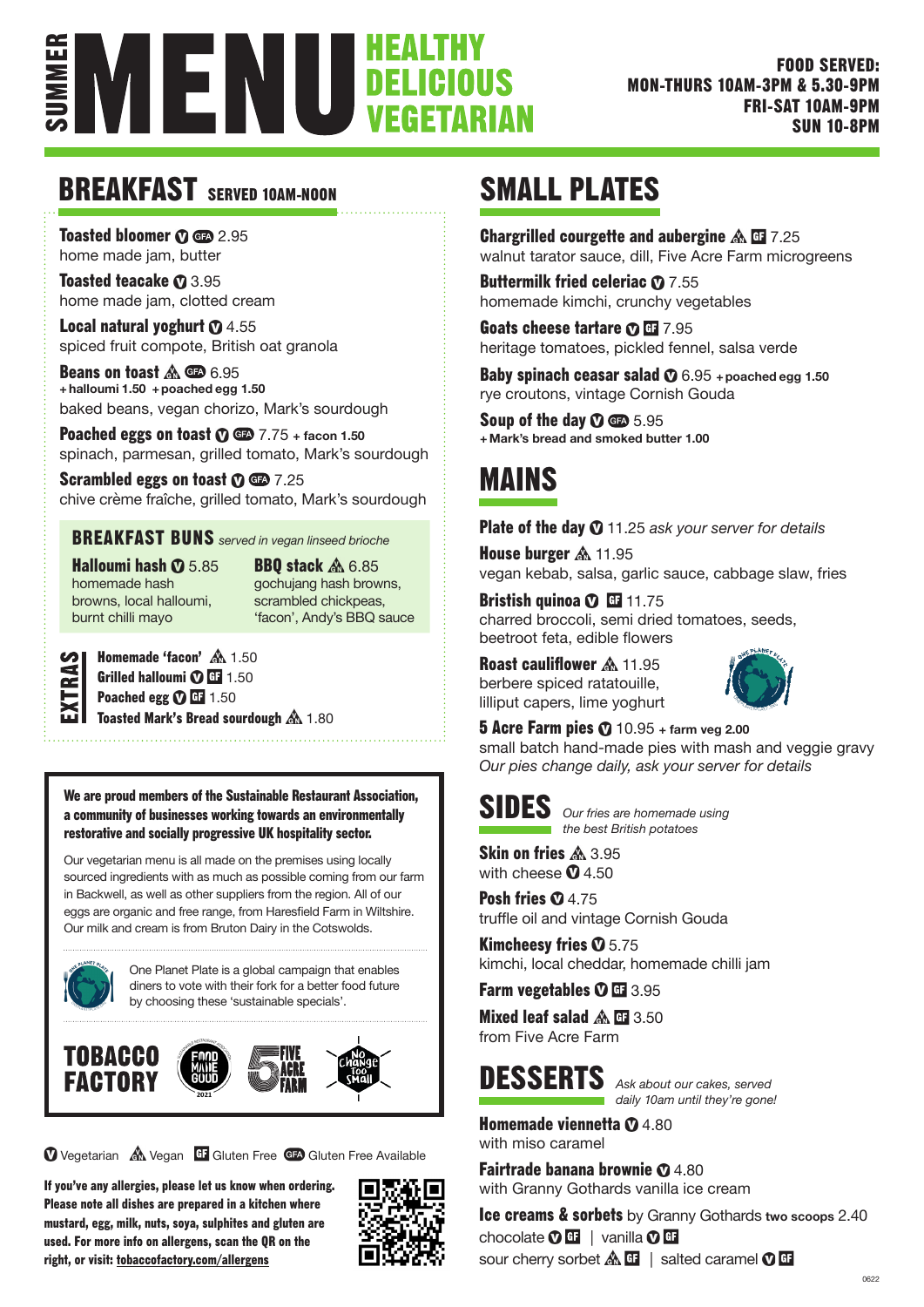# SUMMER MENU

## HEALTHY DELICIOUS VEGETARIAN

**FOOD SERVED:**
**MON-THURS 10AM-3PM & 5.30-9PM**
**FRI-SAT 10AM-9PM**
**SUN 10-8PM**

## BREAKFAST SERVED 10AM-NOON

**Toasted bloomer** V GFA 2.95
home made jam, butter

**Toasted teacake** V 3.95
home made jam, clotted cream

**Local natural yoghurt** V 4.55
spiced fruit compote, British oat granola

**Beans on toast** Vegan GFA 6.95
**+ halloumi 1.50 + poached egg 1.50**
baked beans, vegan chorizo, Mark's sourdough

**Poached eggs on toast** V GFA 7.75 **+ facon 1.50**
spinach, parmesan, grilled tomato, Mark's sourdough

**Scrambled eggs on toast** V GFA 7.25
chive crème fraîche, grilled tomato, Mark's sourdough

### BREAKFAST BUNS *served in vegan linseed brioche*

**Halloumi hash** V 5.85
homemade hash browns, local halloumi, burnt chilli mayo

**BBQ stack** Vegan 6.85
gochujang hash browns, scrambled chickpeas, 'facon', Andy's BBQ sauce

### EXTRAS

**Homemade 'facon'** Vegan 1.50
**Grilled halloumi** V GF 1.50
**Poached egg** V GF 1.50
**Toasted Mark's Bread sourdough** Vegan 1.80

**We are proud members of the Sustainable Restaurant Association, a community of businesses working towards an environmentally restorative and socially progressive UK hospitality sector.**

Our vegetarian menu is all made on the premises using locally sourced ingredients with as much as possible coming from our farm in Backwell, as well as other suppliers from the region. All of our eggs are organic and free range, from Haresfield Farm in Wiltshire. Our milk and cream is from Bruton Dairy in the Cotswolds.

One Planet Plate is a global campaign that enables diners to vote with their fork for a better food future by choosing these 'sustainable specials'.

TOBACCO FACTORY | FOOD MADE GOOD 2021 | FIVE ACRE FARM | No Change Too Small

V Vegetarian Vegan GF Gluten Free GFA Gluten Free Available

**If you've any allergies, please let us know when ordering. Please note all dishes are prepared in a kitchen where mustard, egg, milk, nuts, soya, sulphites and gluten are used. For more info on allergens, scan the QR on the right, or visit: tobaccofactory.com/allergens**

## SMALL PLATES

**Chargrilled courgette and aubergine** Vegan GF 7.25
walnut tarator sauce, dill, Five Acre Farm microgreens

**Buttermilk fried celeriac** V 7.55
homemade kimchi, crunchy vegetables

**Goats cheese tartare** V GF 7.95
heritage tomatoes, pickled fennel, salsa verde

**Baby spinach ceasar salad** V 6.95 **+ poached egg 1.50**
rye croutons, vintage Cornish Gouda

**Soup of the day** V GFA 5.95
**+ Mark's bread and smoked butter 1.00**

## MAINS

**Plate of the day** V 11.25 *ask your server for details*

**House burger** Vegan 11.95
vegan kebab, salsa, garlic sauce, cabbage slaw, fries

**Bristish quinoa** V GF 11.75
charred broccoli, semi dried tomatoes, seeds, beetroot feta, edible flowers

**Roast cauliflower** Vegan 11.95
berbere spiced ratatouille, lilliput capers, lime yoghurt

**5 Acre Farm pies** V 10.95 **+ farm veg 2.00**
small batch hand-made pies with mash and veggie gravy
*Our pies change daily, ask your server for details*

## SIDES *Our fries are homemade using the best British potatoes*

**Skin on fries** Vegan 3.95
with cheese V 4.50

**Posh fries** V 4.75
truffle oil and vintage Cornish Gouda

**Kimcheesy fries** V 5.75
kimchi, local cheddar, homemade chilli jam

**Farm vegetables** V GF 3.95

**Mixed leaf salad** Vegan GF 3.50
from Five Acre Farm

## DESSERTS *Ask about our cakes, served daily 10am until they're gone!*

**Homemade viennetta** V 4.80
with miso caramel

**Fairtrade banana brownie** V 4.80
with Granny Gothards vanilla ice cream

**Ice creams & sorbets** by Granny Gothards **two scoops** 2.40
chocolate V GF | vanilla V GF
sour cherry sorbet Vegan GF | salted caramel V GF

0622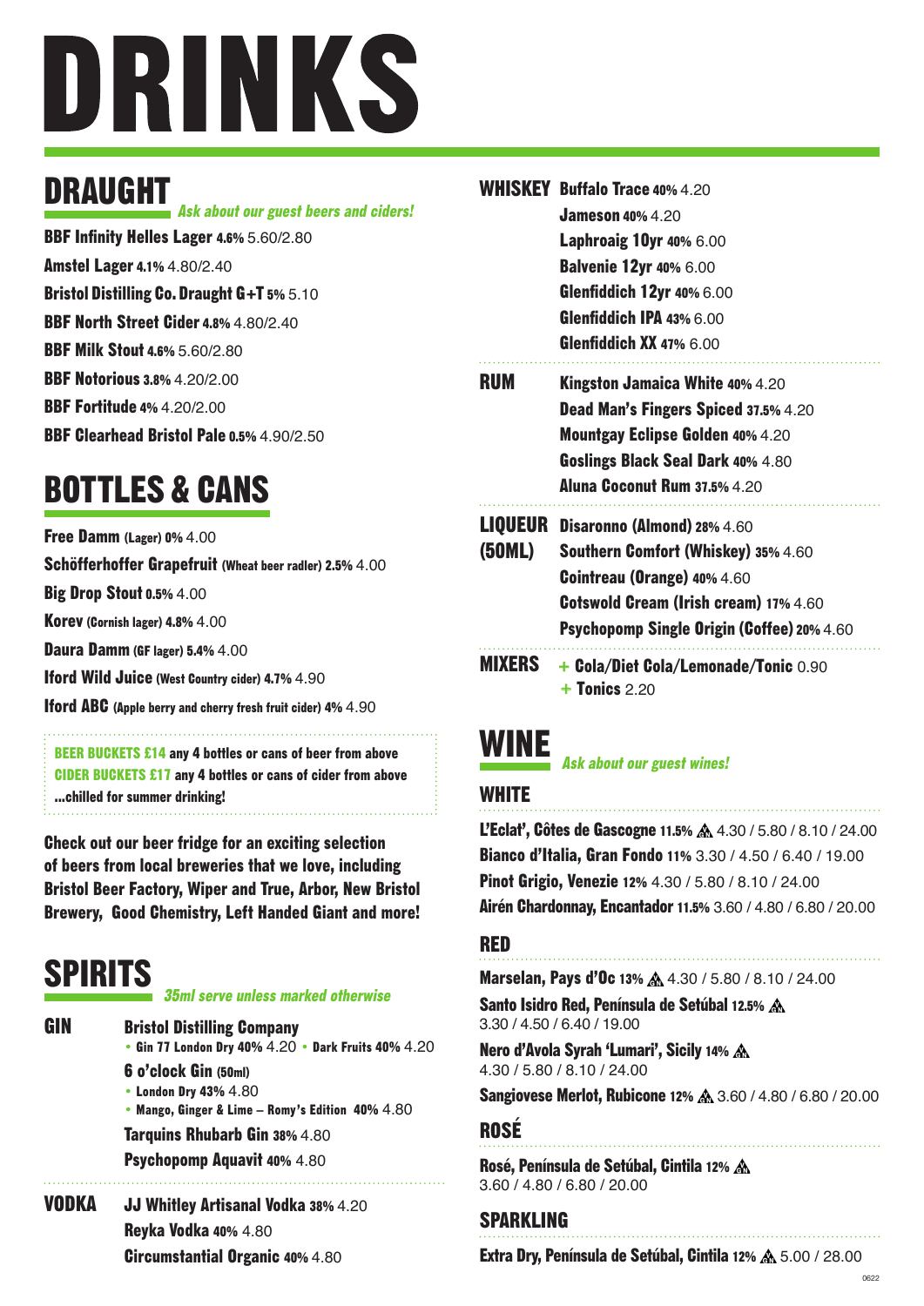# DRINKS

## DRAUGHT

*Ask about our guest beers and ciders!*

**BBF Infinity Helles Lager 4.6%** 5.60/2.80

**Amstel Lager 4.1%** 4.80/2.40

**Bristol Distilling Co. Draught G+T 5%** 5.10

**BBF North Street Cider 4.8%** 4.80/2.40

**BBF Milk Stout 4.6%** 5.60/2.80

**BBF Notorious 3.8%** 4.20/2.00

**BBF Fortitude 4%** 4.20/2.00

**BBF Clearhead Bristol Pale 0.5%** 4.90/2.50

## BOTTLES & CANS

**Free Damm (Lager) 0%** 4.00

**Schöfferhoffer Grapefruit (Wheat beer radler) 2.5%** 4.00

**Big Drop Stout 0.5%** 4.00

**Korev (Cornish lager) 4.8%** 4.00

**Daura Damm (GF lager) 5.4%** 4.00

**Iford Wild Juice (West Country cider) 4.7%** 4.90

**Iford ABC (Apple berry and cherry fresh fruit cider) 4%** 4.90

**BEER BUCKETS £14** any 4 bottles or cans of beer from above
**CIDER BUCKETS £17** any 4 bottles or cans of cider from above
**...chilled for summer drinking!**

**Check out our beer fridge for an exciting selection of beers from local breweries that we love, including Bristol Beer Factory, Wiper and True, Arbor, New Bristol Brewery, Good Chemistry, Left Handed Giant and more!**

## SPIRITS

*35ml serve unless marked otherwise*

### GIN

**Bristol Distilling Company**
- **Gin 77 London Dry 40%** 4.20
- **Dark Fruits 40%** 4.20

**6 o'clock Gin (50ml)**
- **London Dry 43%** 4.80
- **Mango, Ginger & Lime – Romy's Edition 40%** 4.80

**Tarquins Rhubarb Gin 38%** 4.80

**Psychopomp Aquavit 40%** 4.80

### VODKA

**JJ Whitley Artisanal Vodka 38%** 4.20

**Reyka Vodka 40%** 4.80

**Circumstantial Organic 40%** 4.80

### WHISKEY

**Buffalo Trace 40%** 4.20

**Jameson 40%** 4.20

**Laphroaig 10yr 40%** 6.00

**Balvenie 12yr 40%** 6.00

**Glenfiddich 12yr 40%** 6.00

**Glenfiddich IPA 43%** 6.00

**Glenfiddich XX 47%** 6.00

### RUM

**Kingston Jamaica White 40%** 4.20

**Dead Man's Fingers Spiced 37.5%** 4.20

**Mountgay Eclipse Golden 40%** 4.20

**Goslings Black Seal Dark 40%** 4.80

**Aluna Coconut Rum 37.5%** 4.20

### LIQUEUR (50ML)

**Disaronno (Almond) 28%** 4.60

**Southern Comfort (Whiskey) 35%** 4.60

**Cointreau (Orange) 40%** 4.60

**Cotswold Cream (Irish cream) 17%** 4.60

**Psychopomp Single Origin (Coffee) 20%** 4.60

### MIXERS

**+ Cola/Diet Cola/Lemonade/Tonic** 0.90

**+ Tonics** 2.20

## WINE

*Ask about our guest wines!*

### WHITE

**L'Eclat', Côtes de Gascogne 11.5%** 4.30 / 5.80 / 8.10 / 24.00

**Bianco d'Italia, Gran Fondo 11%** 3.30 / 4.50 / 6.40 / 19.00

**Pinot Grigio, Venezie 12%** 4.30 / 5.80 / 8.10 / 24.00

**Airén Chardonnay, Encantador 11.5%** 3.60 / 4.80 / 6.80 / 20.00

### RED

**Marselan, Pays d'Oc 13%** 4.30 / 5.80 / 8.10 / 24.00

**Santo Isidro Red, Península de Setúbal 12.5%**
3.30 / 4.50 / 6.40 / 19.00

**Nero d'Avola Syrah 'Lumari', Sicily 14%**
4.30 / 5.80 / 8.10 / 24.00

**Sangiovese Merlot, Rubicone 12%** 3.60 / 4.80 / 6.80 / 20.00

### ROSÉ

**Rosé, Península de Setúbal, Cintila 12%**
3.60 / 4.80 / 6.80 / 20.00

### SPARKLING

**Extra Dry, Península de Setúbal, Cintila 12%** 5.00 / 28.00

0622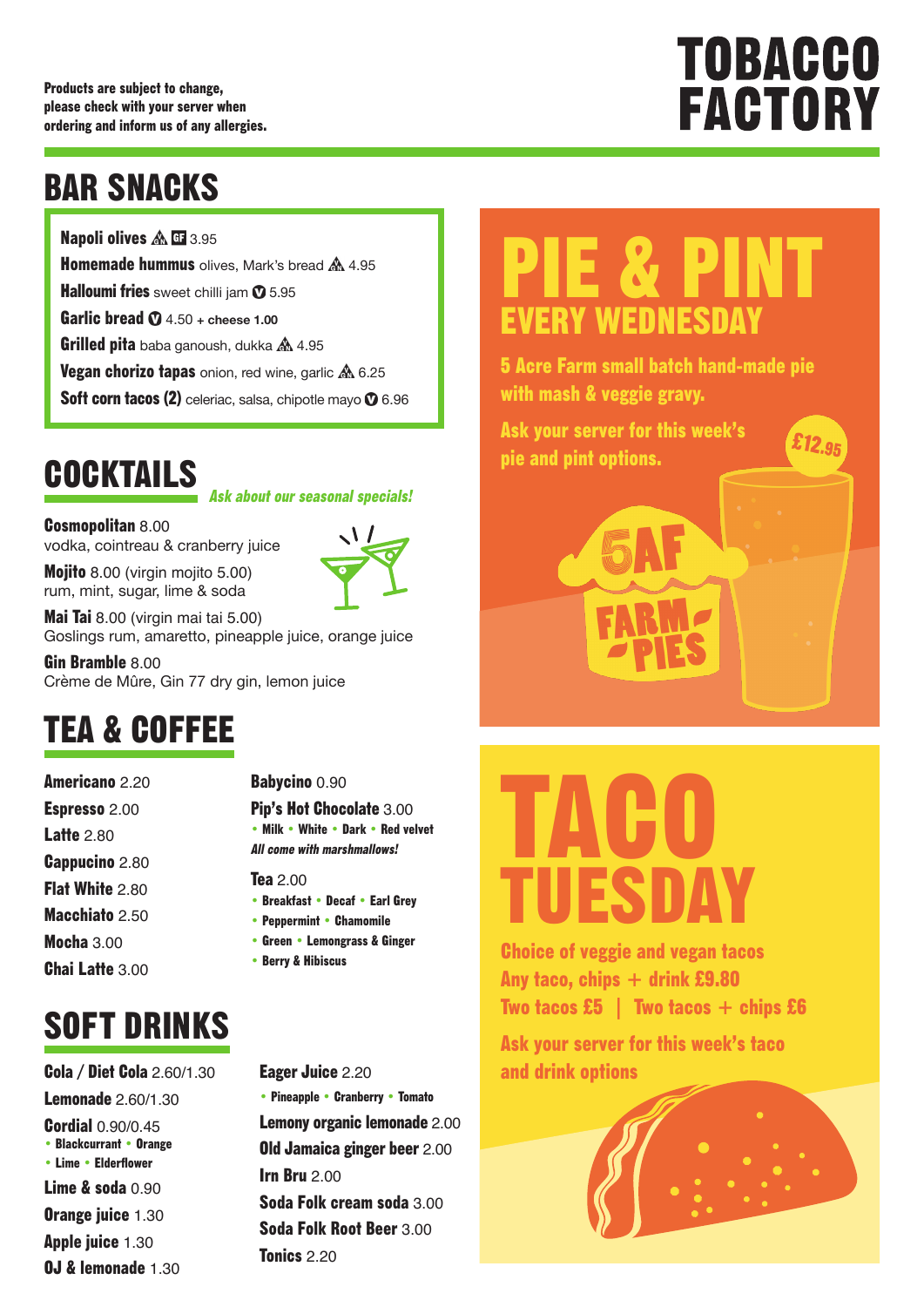Products are subject to change, please check with your server when ordering and inform us of any allergies.

# TOBACCO FACTORY

## BAR SNACKS

**Napoli olives** GF 3.95
**Homemade hummus** olives, Mark's bread 4.95
**Halloumi fries** sweet chilli jam V 5.95
**Garlic bread** V 4.50 + cheese 1.00
**Grilled pita** baba ganoush, dukka 4.95
**Vegan chorizo tapas** onion, red wine, garlic 6.25
**Soft corn tacos (2)** celeriac, salsa, chipotle mayo V 6.96

## COCKTAILS

*Ask about our seasonal specials!*

**Cosmopolitan** 8.00
vodka, cointreau & cranberry juice

**Mojito** 8.00 (virgin mojito 5.00)
rum, mint, sugar, lime & soda

**Mai Tai** 8.00 (virgin mai tai 5.00)
Goslings rum, amaretto, pineapple juice, orange juice

**Gin Bramble** 8.00
Crème de Mûre, Gin 77 dry gin, lemon juice

## TEA & COFFEE

**Americano** 2.20
**Espresso** 2.00
**Latte** 2.80
**Cappucino** 2.80
**Flat White** 2.80
**Macchiato** 2.50
**Mocha** 3.00
**Chai Latte** 3.00

**Babycino** 0.90

**Pip's Hot Chocolate** 3.00
- Milk • White • Dark • Red velvet

*All come with marshmallows!*

**Tea** 2.00
- Breakfast • Decaf • Earl Grey
- Peppermint • Chamomile
- Green • Lemongrass & Ginger
- Berry & Hibiscus

## SOFT DRINKS

**Cola / Diet Cola** 2.60/1.30
**Lemonade** 2.60/1.30
**Cordial** 0.90/0.45
- Blackcurrant • Orange
- Lime • Elderflower

**Lime & soda** 0.90
**Orange juice** 1.30
**Apple juice** 1.30
**OJ & lemonade** 1.30

**Eager Juice** 2.20
- Pineapple • Cranberry • Tomato

**Lemony organic lemonade** 2.00
**Old Jamaica ginger beer** 2.00
**Irn Bru** 2.00
**Soda Folk cream soda** 3.00
**Soda Folk Root Beer** 3.00
**Tonics** 2.20

## PIE & PINT

### EVERY WEDNESDAY

**5 Acre Farm small batch hand-made pie with mash & veggie gravy.**

**Ask your server for this week's pie and pint options.**

£12.95

5AF FARM PIES

## TACO TUESDAY

**Choice of veggie and vegan tacos**
**Any taco, chips + drink £9.80**
**Two tacos £5 | Two tacos + chips £6**

**Ask your server for this week's taco and drink options**